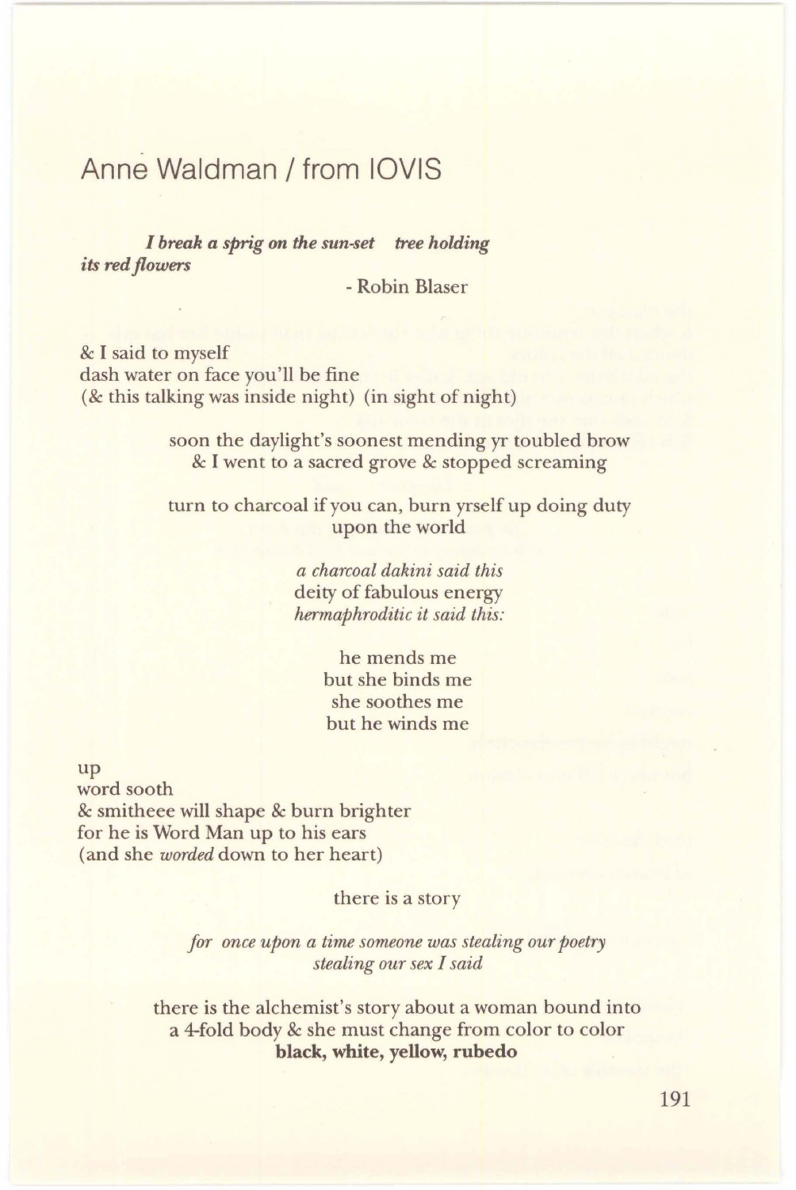## Anne Waldman / from IOVIS

***I break a sprig on the sun-set tree holding its red flowers***

- Robin Blaser

& I said to myself
dash water on face you'll be fine
(& this talking was inside night) (in sight of night)

soon the daylight's soonest mending yr toubled brow
& I went to a sacred grove & stopped screaming

turn to charcoal if you can, burn yrself up doing duty
upon the world

*a charcoal dakini said this*
deity of fabulous energy
*hermaphroditic it said this:*

he mends me
but she binds me
she soothes me
but he winds me

up
word sooth
& smitheee will shape & burn brighter
for he is Word Man up to his ears
(and she *worded* down to her heart)

there is a story

*for once upon a time someone was stealing our poetry*
*stealing our sex I said*

there is the alchemist's story about a woman bound into
a 4-fold body & she must change from color to color
**black, white, yellow, rubedo**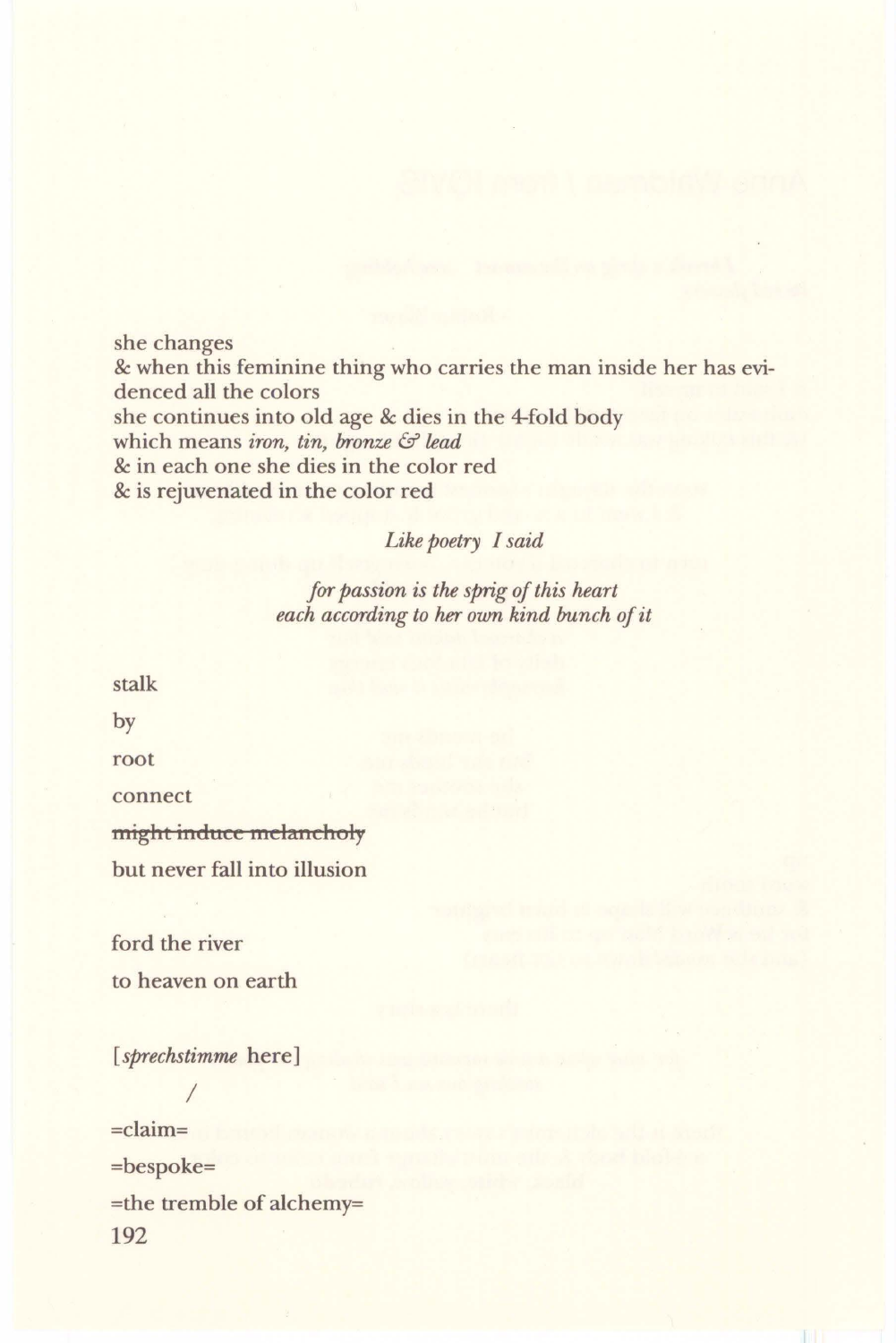she changes
& when this feminine thing who carries the man inside her has evidenced all the colors
she continues into old age & dies in the 4-fold body
which means *iron, tin, bronze & lead*
& in each one she dies in the color red
& is rejuvenated in the color red

*Like poetry I said*

*for passion is the sprig of this heart*
*each according to her own kind bunch of it*

stalk

by

root

connect

~~might induce melancholy~~

but never fall into illusion

ford the river

to heaven on earth

[*sprechstimme* here]

/

=claim=

=bespoke=

=the tremble of alchemy=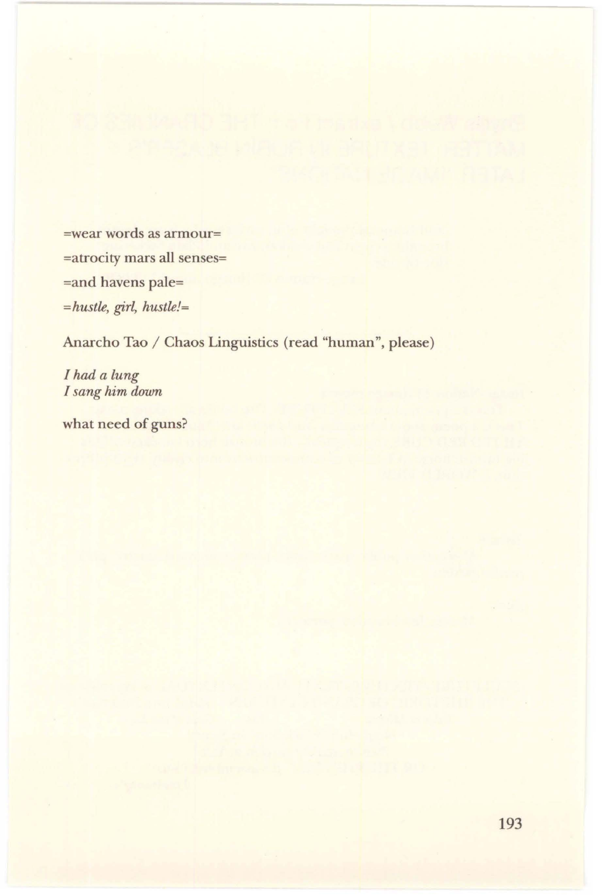=wear words as armour=

=atrocity mars all senses=

=and havens pale=

=*hustle, girl, hustle!*=

Anarcho Tao / Chaos Linguistics (read "human", please)

*I had a lung*
*I sang him down*

what need of guns?